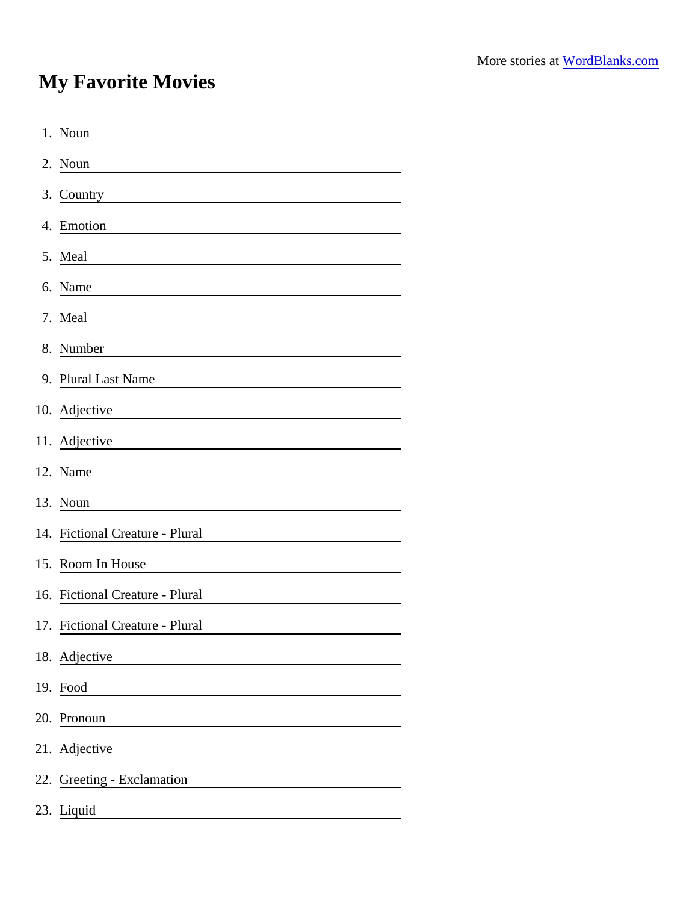More stories at WordBlanks.com

# My Favorite Movies

1. Noun \_\_\_\_\_\_\_\_\_\_\_\_\_\_\_\_\_\_\_\_
2. Noun \_\_\_\_\_\_\_\_\_\_\_\_\_\_\_\_\_\_\_\_
3. Country \_\_\_\_\_\_\_\_\_\_\_\_\_\_\_\_\_\_\_\_
4. Emotion \_\_\_\_\_\_\_\_\_\_\_\_\_\_\_\_\_\_\_\_
5. Meal \_\_\_\_\_\_\_\_\_\_\_\_\_\_\_\_\_\_\_\_
6. Name \_\_\_\_\_\_\_\_\_\_\_\_\_\_\_\_\_\_\_\_
7. Meal \_\_\_\_\_\_\_\_\_\_\_\_\_\_\_\_\_\_\_\_
8. Number \_\_\_\_\_\_\_\_\_\_\_\_\_\_\_\_\_\_\_\_
9. Plural Last Name \_\_\_\_\_\_\_\_\_\_\_\_\_\_\_\_\_\_\_\_
10. Adjective \_\_\_\_\_\_\_\_\_\_\_\_\_\_\_\_\_\_\_\_
11. Adjective \_\_\_\_\_\_\_\_\_\_\_\_\_\_\_\_\_\_\_\_
12. Name \_\_\_\_\_\_\_\_\_\_\_\_\_\_\_\_\_\_\_\_
13. Noun \_\_\_\_\_\_\_\_\_\_\_\_\_\_\_\_\_\_\_\_
14. Fictional Creature - Plural \_\_\_\_\_\_\_\_\_\_\_\_\_\_\_\_\_\_\_\_
15. Room In House \_\_\_\_\_\_\_\_\_\_\_\_\_\_\_\_\_\_\_\_
16. Fictional Creature - Plural \_\_\_\_\_\_\_\_\_\_\_\_\_\_\_\_\_\_\_\_
17. Fictional Creature - Plural \_\_\_\_\_\_\_\_\_\_\_\_\_\_\_\_\_\_\_\_
18. Adjective \_\_\_\_\_\_\_\_\_\_\_\_\_\_\_\_\_\_\_\_
19. Food \_\_\_\_\_\_\_\_\_\_\_\_\_\_\_\_\_\_\_\_
20. Pronoun \_\_\_\_\_\_\_\_\_\_\_\_\_\_\_\_\_\_\_\_
21. Adjective \_\_\_\_\_\_\_\_\_\_\_\_\_\_\_\_\_\_\_\_
22. Greeting - Exclamation \_\_\_\_\_\_\_\_\_\_\_\_\_\_\_\_\_\_\_\_
23. Liquid \_\_\_\_\_\_\_\_\_\_\_\_\_\_\_\_\_\_\_\_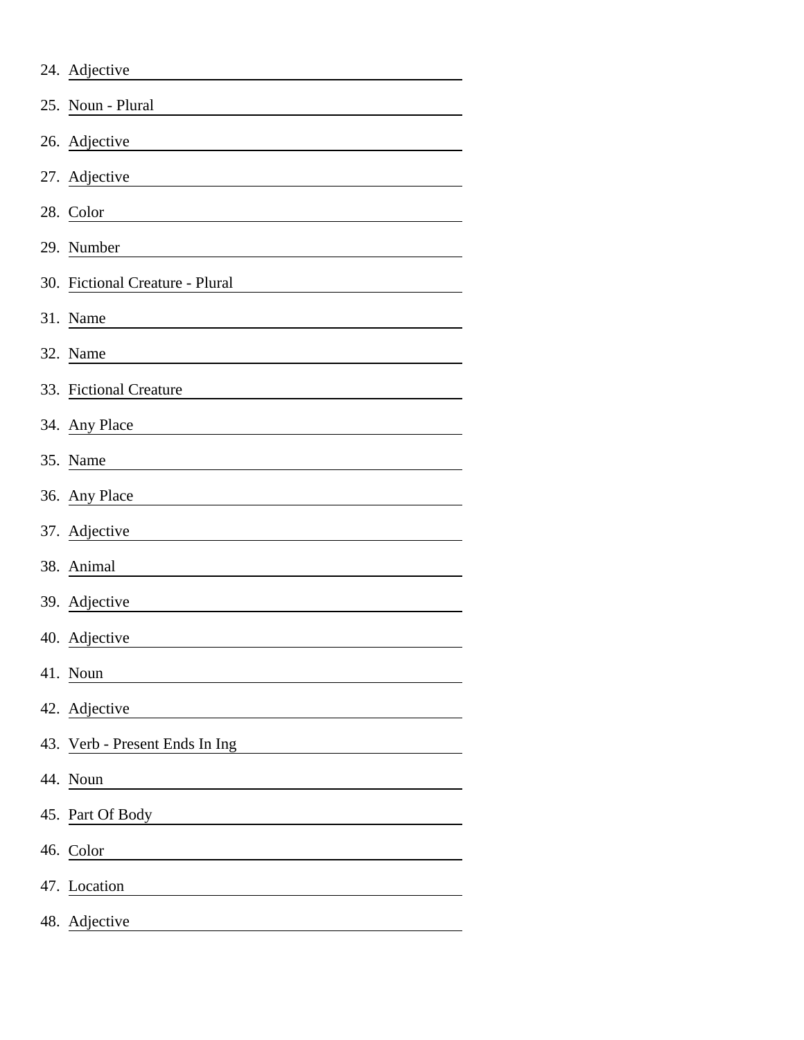24. Adjective ______________________
25. Noun - Plural ______________________
26. Adjective ______________________
27. Adjective ______________________
28. Color ______________________
29. Number ______________________
30. Fictional Creature - Plural ______________________
31. Name ______________________
32. Name ______________________
33. Fictional Creature ______________________
34. Any Place ______________________
35. Name ______________________
36. Any Place ______________________
37. Adjective ______________________
38. Animal ______________________
39. Adjective ______________________
40. Adjective ______________________
41. Noun ______________________
42. Adjective ______________________
43. Verb - Present Ends In Ing ______________________
44. Noun ______________________
45. Part Of Body ______________________
46. Color ______________________
47. Location ______________________
48. Adjective ______________________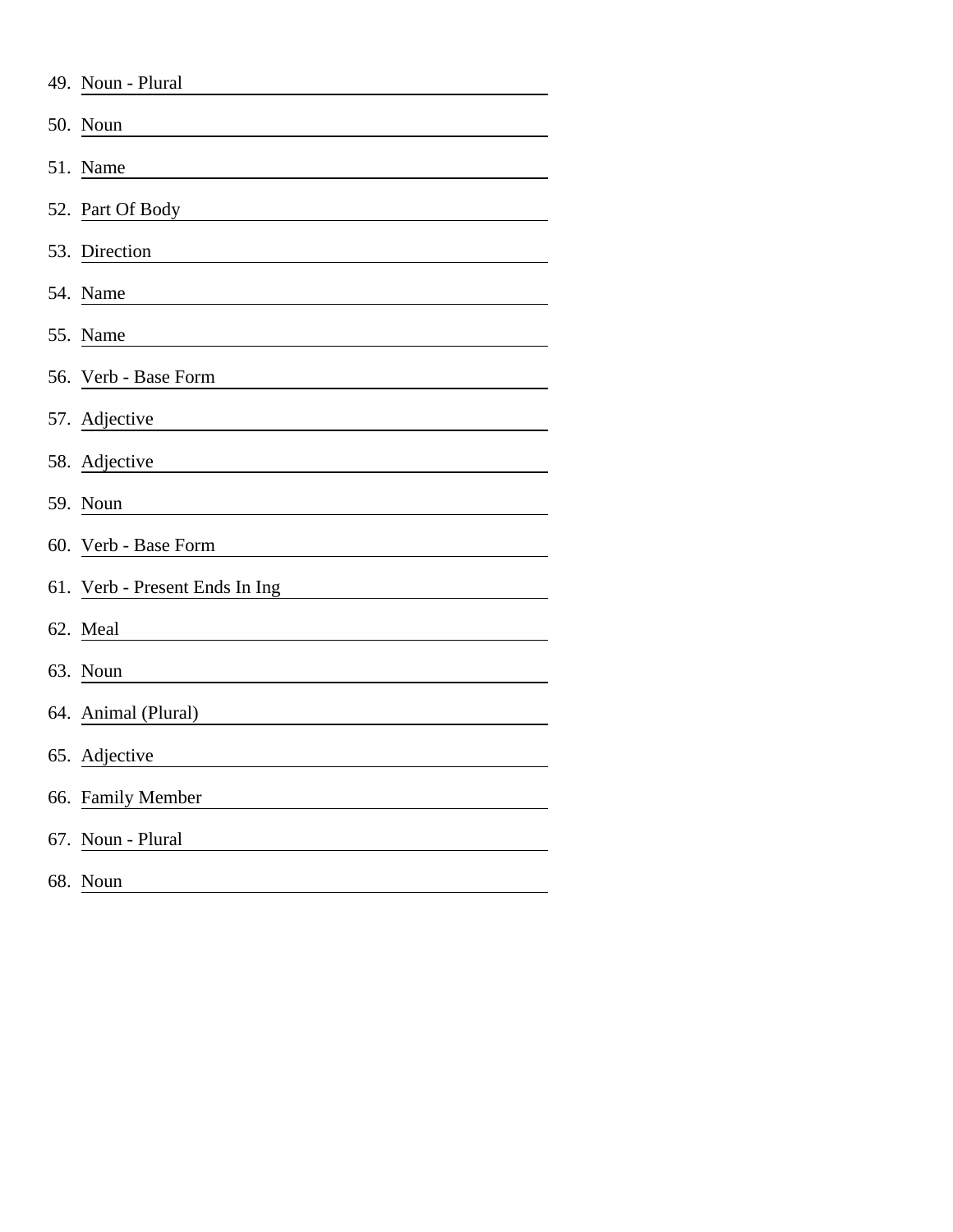49. Noun - Plural ______________________

50. Noun ______________________

51. Name ______________________

52. Part Of Body ______________________

53. Direction ______________________

54. Name ______________________

55. Name ______________________

56. Verb - Base Form ______________________

57. Adjective ______________________

58. Adjective ______________________

59. Noun ______________________

60. Verb - Base Form ______________________

61. Verb - Present Ends In Ing ______________________

62. Meal ______________________

63. Noun ______________________

64. Animal (Plural) ______________________

65. Adjective ______________________

66. Family Member ______________________

67. Noun - Plural ______________________

68. Noun ______________________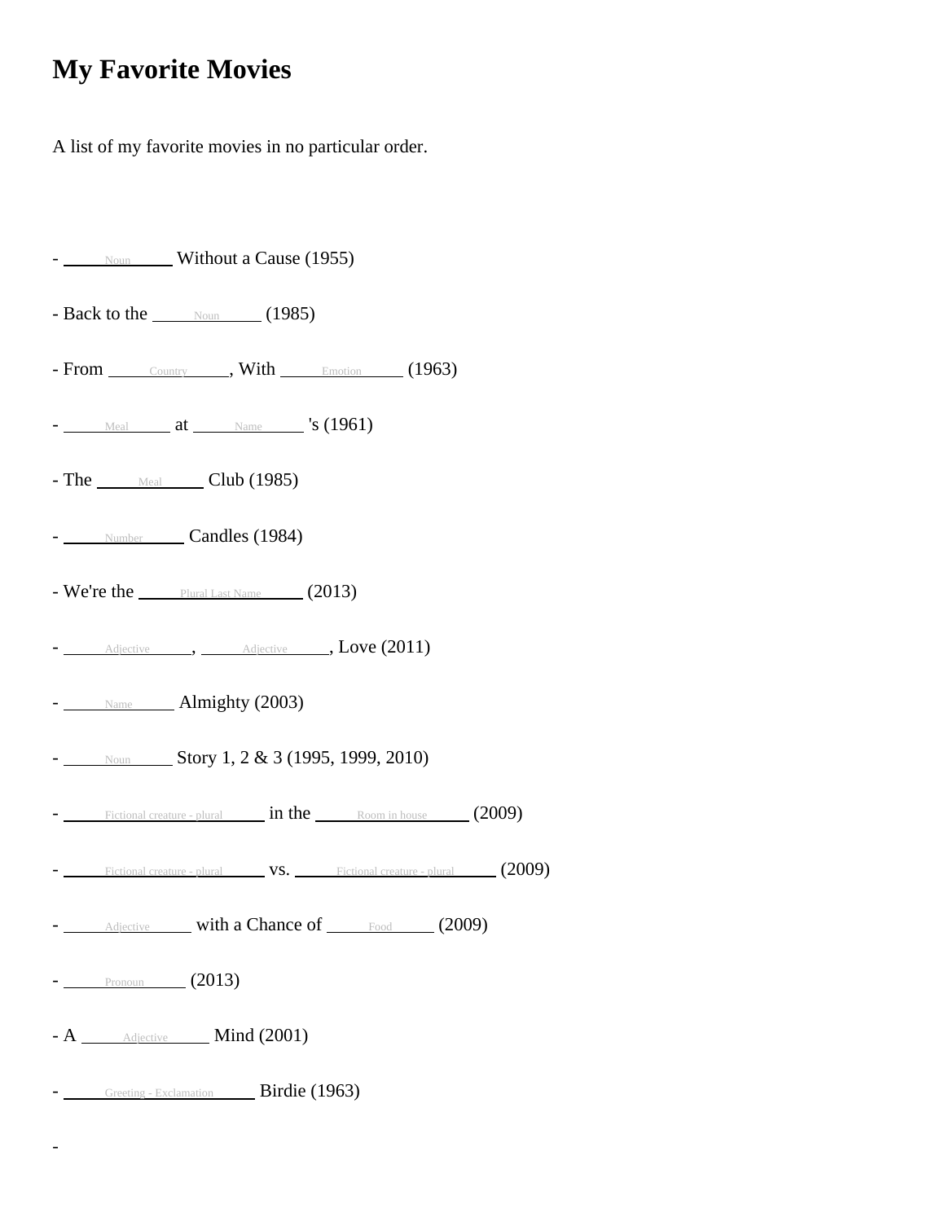# My Favorite Movies

A list of my favorite movies in no particular order.

- _____Noun_____ Without a Cause (1955)
- Back to the _____Noun_____ (1985)
- From _____Country_____, With _____Emotion_____ (1963)
- _____Meal_____ at _____Name_____ 's (1961)
- The _____Meal_____ Club (1985)
- _____Number_____ Candles (1984)
- We're the _____Plural Last Name_____ (2013)
- _____Adjective_____, _____Adjective_____, Love (2011)
- _____Name_____ Almighty (2003)
- _____Noun_____ Story 1, 2 & 3 (1995, 1999, 2010)
- _____Fictional creature - plural_____ in the _____Room in house_____ (2009)
- _____Fictional creature - plural_____ vs. _____Fictional creature - plural_____ (2009)
- _____Adjective_____ with a Chance of _____Food_____ (2009)
- _____Pronoun_____ (2013)
- A _____Adjective_____ Mind (2001)
- _____Greeting - Exclamation_____ Birdie (1963)
-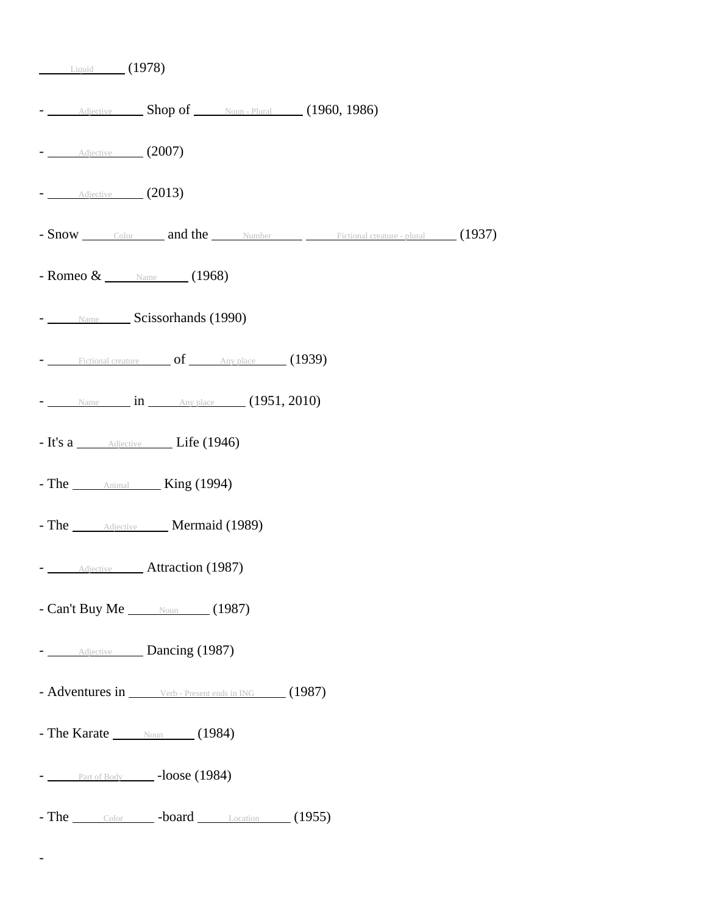_____Liquid_____ (1978)

- _____Adjective_____ Shop of _____Noun - Plural_____ (1960, 1986)

- _____Adjective_____ (2007)

- _____Adjective_____ (2013)

- Snow _____Color_____ and the _____Number_____ _____Fictional creature - plural_____ (1937)

- Romeo & _____Name_____ (1968)

- _____Name_____ Scissorhands (1990)

- _____Fictional creature_____ of _____Any place_____ (1939)

- _____Name_____ in _____Any place_____ (1951, 2010)

- It's a _____Adjective_____ Life (1946)

- The _____Animal_____ King (1994)

- The _____Adjective_____ Mermaid (1989)

- _____Adjective_____ Attraction (1987)

- Can't Buy Me _____Noun_____ (1987)

- _____Adjective_____ Dancing (1987)

- Adventures in _____Verb - Present ends in ING_____ (1987)

- The Karate _____Noun_____ (1984)

- _____Part of Body_____ -loose (1984)

- The _____Color_____ -board _____Location_____ (1955)

-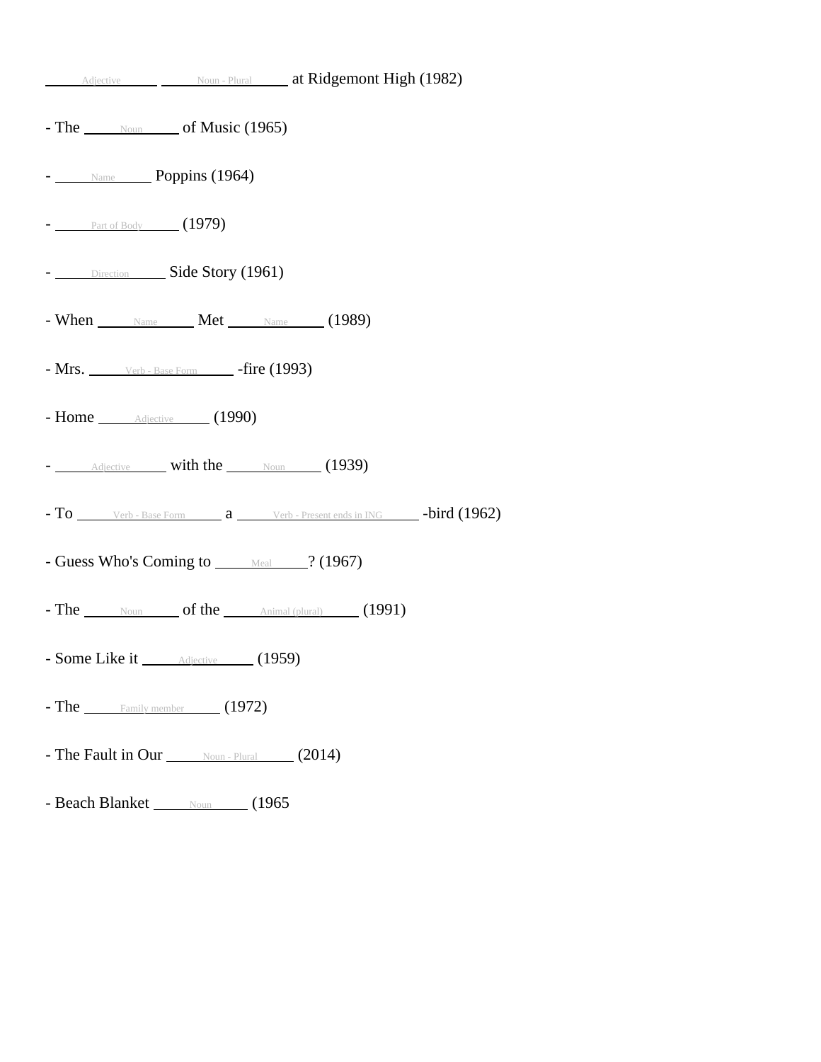\_\_\_\_\_Adjective\_\_\_\_\_ \_\_\_\_\_Noun - Plural\_\_\_\_\_ at Ridgemont High (1982)

- The \_\_\_\_\_Noun\_\_\_\_\_ of Music (1965)

- \_\_\_\_\_Name\_\_\_\_\_ Poppins (1964)

- \_\_\_\_\_Part of Body\_\_\_\_\_ (1979)

- \_\_\_\_\_Direction\_\_\_\_\_ Side Story (1961)

- When \_\_\_\_\_Name\_\_\_\_\_ Met \_\_\_\_\_Name\_\_\_\_\_ (1989)

- Mrs. \_\_\_\_\_Verb - Base Form\_\_\_\_\_ -fire (1993)

- Home \_\_\_\_\_Adjective\_\_\_\_\_ (1990)

- \_\_\_\_\_Adjective\_\_\_\_\_ with the \_\_\_\_\_Noun\_\_\_\_\_ (1939)

- To \_\_\_\_\_Verb - Base Form\_\_\_\_\_ a \_\_\_\_\_Verb - Present ends in ING\_\_\_\_\_ -bird (1962)

- Guess Who's Coming to \_\_\_\_\_Meal\_\_\_\_\_? (1967)

- The \_\_\_\_\_Noun\_\_\_\_\_ of the \_\_\_\_\_Animal (plural)\_\_\_\_\_ (1991)

- Some Like it \_\_\_\_\_Adjective\_\_\_\_\_ (1959)

- The \_\_\_\_\_Family member\_\_\_\_\_ (1972)

- The Fault in Our \_\_\_\_\_Noun - Plural\_\_\_\_\_ (2014)

- Beach Blanket \_\_\_\_\_Noun\_\_\_\_\_ (1965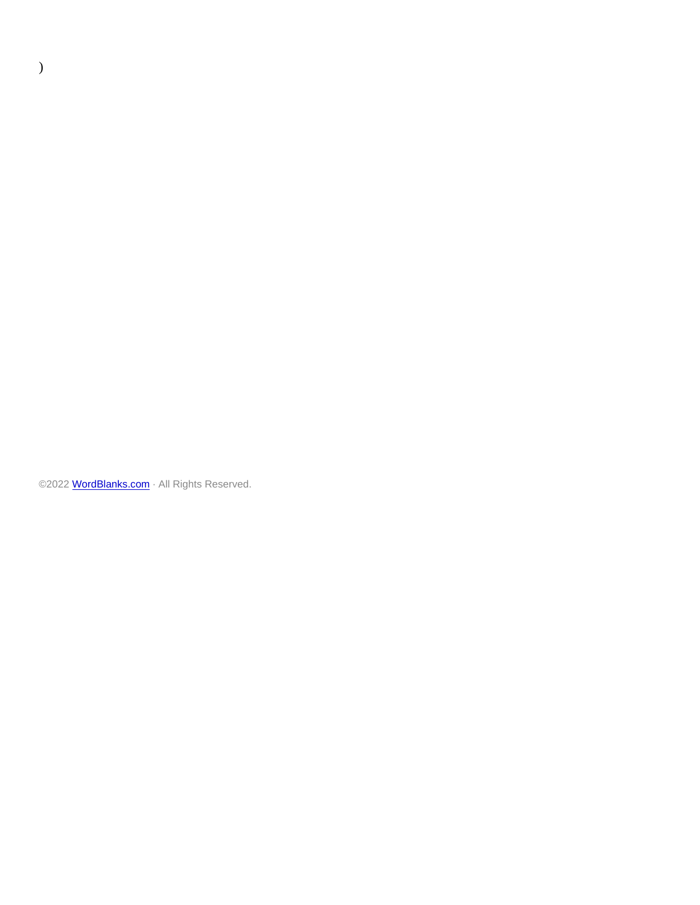)

©2022 WordBlanks.com · All Rights Reserved.